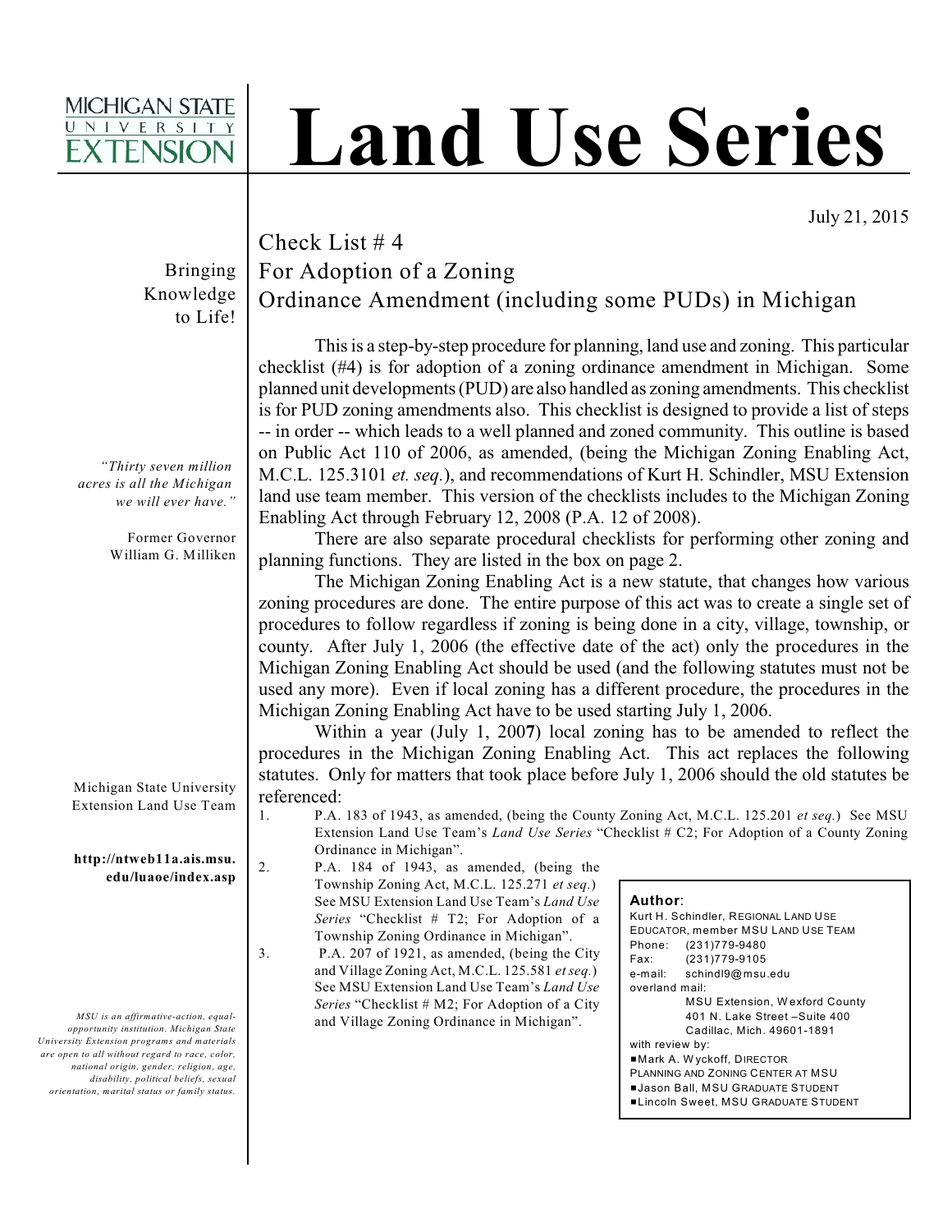MICHIGAN STATE UNIVERSITY EXTENSION

# Land Use Series

July 21, 2015

## Check List # 4
## For Adoption of a Zoning Ordinance Amendment (including some PUDs) in Michigan

Bringing Knowledge to Life!

*"Thirty seven million acres is all the Michigan we will ever have."*

Former Governor William G. Milliken

Michigan State University Extension Land Use Team

**http://ntweb11a.ais.msu.edu/luaoe/index.asp**

*MSU is an affirmative-action, equal-opportunity institution. Michigan State University Extension programs and materials are open to all without regard to race, color, national origin, gender, religion, age, disability, political beliefs, sexual orientation, marital status or family status.*

This is a step-by-step procedure for planning, land use and zoning. This particular checklist (#4) is for adoption of a zoning ordinance amendment in Michigan. Some planned unit developments (PUD) are also handled as zoning amendments. This checklist is for PUD zoning amendments also. This checklist is designed to provide a list of steps -- in order -- which leads to a well planned and zoned community. This outline is based on Public Act 110 of 2006, as amended, (being the Michigan Zoning Enabling Act, M.C.L. 125.3101 *et. seq.*), and recommendations of Kurt H. Schindler, MSU Extension land use team member. This version of the checklists includes to the Michigan Zoning Enabling Act through February 12, 2008 (P.A. 12 of 2008).

There are also separate procedural checklists for performing other zoning and planning functions. They are listed in the box on page 2.

The Michigan Zoning Enabling Act is a new statute, that changes how various zoning procedures are done. The entire purpose of this act was to create a single set of procedures to follow regardless if zoning is being done in a city, village, township, or county. After July 1, 2006 (the effective date of the act) only the procedures in the Michigan Zoning Enabling Act should be used (and the following statutes must not be used any more). Even if local zoning has a different procedure, the procedures in the Michigan Zoning Enabling Act have to be used starting July 1, 2006.

Within a year (July 1, 200**7**) local zoning has to be amended to reflect the procedures in the Michigan Zoning Enabling Act. This act replaces the following statutes. Only for matters that took place before July 1, 2006 should the old statutes be referenced:

1. P.A. 183 of 1943, as amended, (being the County Zoning Act, M.C.L. 125.201 *et seq.*) See MSU Extension Land Use Team's *Land Use Series* "Checklist # C2; For Adoption of a County Zoning Ordinance in Michigan".
2. P.A. 184 of 1943, as amended, (being the Township Zoning Act, M.C.L. 125.271 *et seq.*) See MSU Extension Land Use Team's *Land Use Series* "Checklist # T2; For Adoption of a Township Zoning Ordinance in Michigan".
3. P.A. 207 of 1921, as amended, (being the City and Village Zoning Act, M.C.L. 125.581 *et seq.*) See MSU Extension Land Use Team's *Land Use Series* "Checklist # M2; For Adoption of a City and Village Zoning Ordinance in Michigan".

**Author**:
Kurt H. Schindler, REGIONAL LAND USE EDUCATOR, member MSU LAND USE TEAM
Phone: (231)779-9480
Fax: (231)779-9105
e-mail: schindl9@msu.edu
overland mail:
MSU Extension, Wexford County
401 N. Lake Street –Suite 400
Cadillac, Mich. 49601-1891
with review by:
- Mark A. Wyckoff, DIRECTOR PLANNING AND ZONING CENTER AT MSU
- Jason Ball, MSU GRADUATE STUDENT
- Lincoln Sweet, MSU GRADUATE STUDENT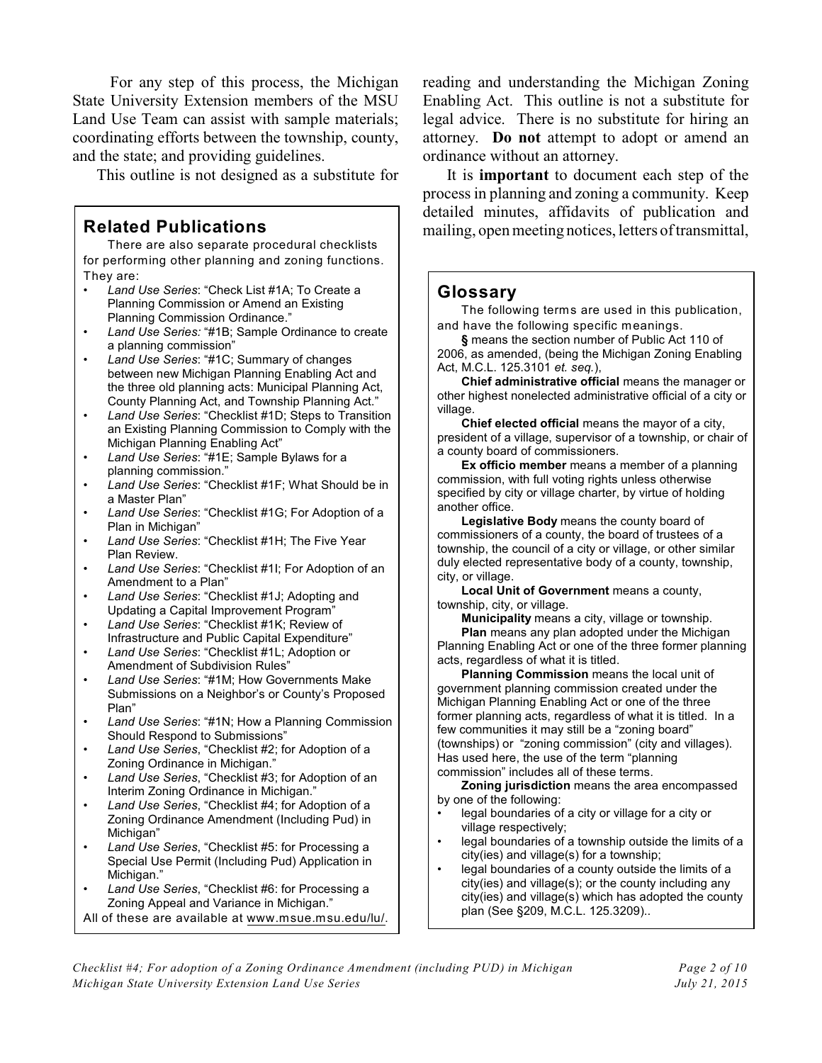For any step of this process, the Michigan State University Extension members of the MSU Land Use Team can assist with sample materials; coordinating efforts between the township, county, and the state; and providing guidelines.

This outline is not designed as a substitute for reading and understanding the Michigan Zoning Enabling Act. This outline is not a substitute for legal advice. There is no substitute for hiring an attorney. **Do not** attempt to adopt or amend an ordinance without an attorney.

It is **important** to document each step of the process in planning and zoning a community. Keep detailed minutes, affidavits of publication and mailing, open meeting notices, letters of transmittal,

## Related Publications

There are also separate procedural checklists for performing other planning and zoning functions. They are:

- *Land Use Series*: "Check List #1A; To Create a Planning Commission or Amend an Existing Planning Commission Ordinance."
- *Land Use Series:* "#1B; Sample Ordinance to create a planning commission"
- *Land Use Series*: "#1C; Summary of changes between new Michigan Planning Enabling Act and the three old planning acts: Municipal Planning Act, County Planning Act, and Township Planning Act."
- *Land Use Series*: "Checklist #1D; Steps to Transition an Existing Planning Commission to Comply with the Michigan Planning Enabling Act"
- *Land Use Series*: "#1E; Sample Bylaws for a planning commission."
- *Land Use Series*: "Checklist #1F; What Should be in a Master Plan"
- *Land Use Series*: "Checklist #1G; For Adoption of a Plan in Michigan"
- *Land Use Series*: "Checklist #1H; The Five Year Plan Review.
- *Land Use Series*: "Checklist #1I; For Adoption of an Amendment to a Plan"
- *Land Use Series*: "Checklist #1J; Adopting and Updating a Capital Improvement Program"
- *Land Use Series*: "Checklist #1K; Review of Infrastructure and Public Capital Expenditure"
- *Land Use Series*: "Checklist #1L; Adoption or Amendment of Subdivision Rules"
- *Land Use Series*: "#1M; How Governments Make Submissions on a Neighbor's or County's Proposed Plan"
- *Land Use Series*: "#1N; How a Planning Commission Should Respond to Submissions"
- *Land Use Series*, "Checklist #2; for Adoption of a Zoning Ordinance in Michigan."
- *Land Use Series*, "Checklist #3; for Adoption of an Interim Zoning Ordinance in Michigan."
- *Land Use Series*, "Checklist #4; for Adoption of a Zoning Ordinance Amendment (Including Pud) in Michigan"
- *Land Use Series*, "Checklist #5: for Processing a Special Use Permit (Including Pud) Application in Michigan."
- *Land Use Series*, "Checklist #6: for Processing a Zoning Appeal and Variance in Michigan."

All of these are available at www.msue.msu.edu/lu/.

## Glossary

The following terms are used in this publication, and have the following specific meanings.

**§** means the section number of Public Act 110 of 2006, as amended, (being the Michigan Zoning Enabling Act, M.C.L. 125.3101 *et. seq.*),

**Chief administrative official** means the manager or other highest nonelected administrative official of a city or village.

**Chief elected official** means the mayor of a city, president of a village, supervisor of a township, or chair of a county board of commissioners.

**Ex officio member** means a member of a planning commission, with full voting rights unless otherwise specified by city or village charter, by virtue of holding another office.

**Legislative Body** means the county board of commissioners of a county, the board of trustees of a township, the council of a city or village, or other similar duly elected representative body of a county, township, city, or village.

**Local Unit of Government** means a county, township, city, or village.

**Municipality** means a city, village or township.

**Plan** means any plan adopted under the Michigan Planning Enabling Act or one of the three former planning acts, regardless of what it is titled.

**Planning Commission** means the local unit of government planning commission created under the Michigan Planning Enabling Act or one of the three former planning acts, regardless of what it is titled. In a few communities it may still be a "zoning board" (townships) or "zoning commission" (city and villages). Has used here, the use of the term "planning commission" includes all of these terms.

**Zoning jurisdiction** means the area encompassed by one of the following:

- legal boundaries of a city or village for a city or village respectively;
- legal boundaries of a township outside the limits of a city(ies) and village(s) for a township;
- legal boundaries of a county outside the limits of a city(ies) and village(s); or the county including any city(ies) and village(s) which has adopted the county plan (See §209, M.C.L. 125.3209)..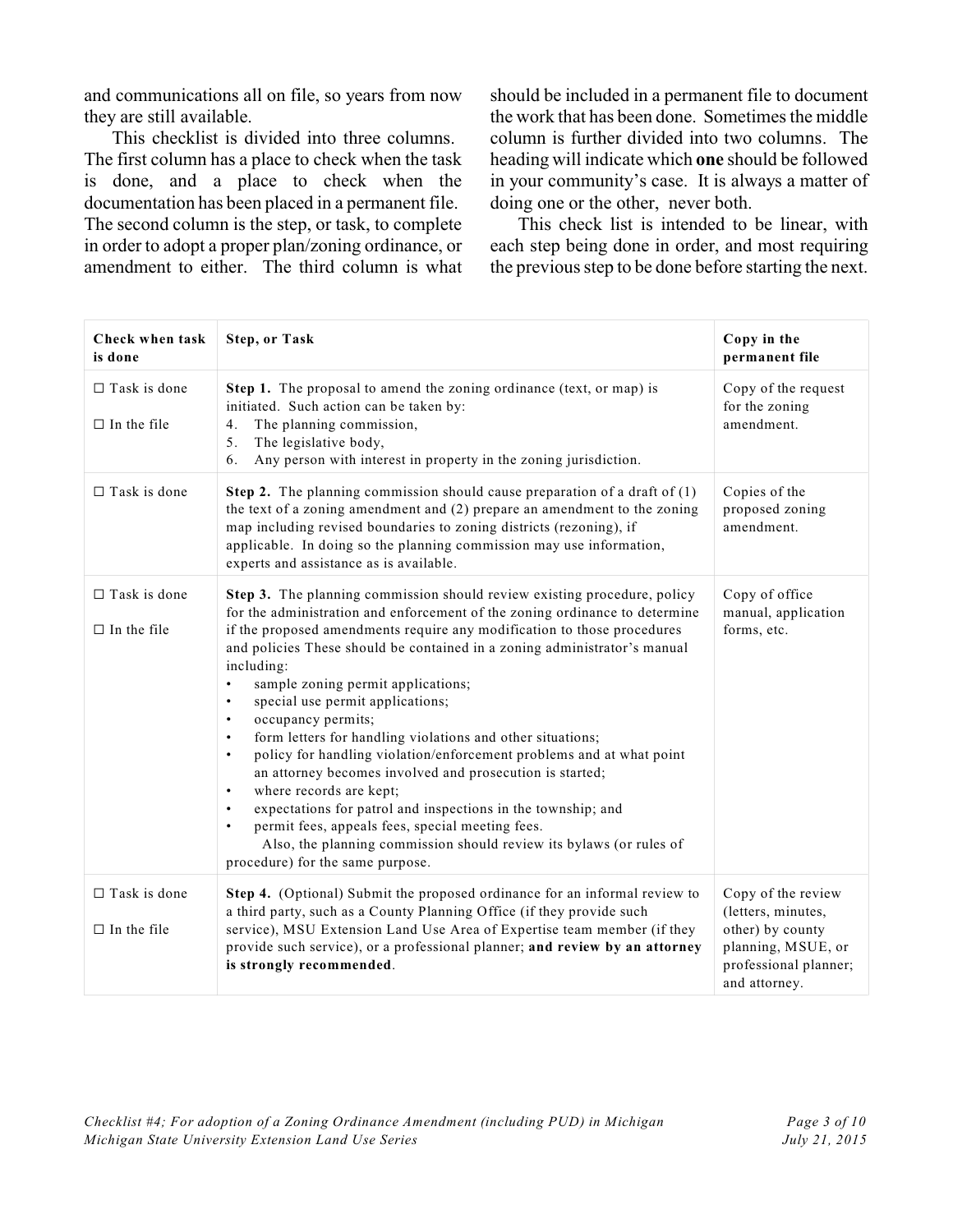and communications all on file, so years from now they are still available.

This checklist is divided into three columns. The first column has a place to check when the task is done, and a place to check when the documentation has been placed in a permanent file. The second column is the step, or task, to complete in order to adopt a proper plan/zoning ordinance, or amendment to either. The third column is what should be included in a permanent file to document the work that has been done. Sometimes the middle column is further divided into two columns. The heading will indicate which **one** should be followed in your community's case. It is always a matter of doing one or the other, never both.

This check list is intended to be linear, with each step being done in order, and most requiring the previous step to be done before starting the next.

| Check when task is done | Step, or Task | Copy in the permanent file |
|---|---|---|
| ☐ Task is done<br><br>☐ In the file | **Step 1.** The proposal to amend the zoning ordinance (text, or map) is initiated. Such action can be taken by:<br>4. The planning commission,<br>5. The legislative body,<br>6. Any person with interest in property in the zoning jurisdiction. | Copy of the request for the zoning amendment. |
| ☐ Task is done | **Step 2.** The planning commission should cause preparation of a draft of (1) the text of a zoning amendment and (2) prepare an amendment to the zoning map including revised boundaries to zoning districts (rezoning), if applicable. In doing so the planning commission may use information, experts and assistance as is available. | Copies of the proposed zoning amendment. |
| ☐ Task is done<br><br>☐ In the file | **Step 3.** The planning commission should review existing procedure, policy for the administration and enforcement of the zoning ordinance to determine if the proposed amendments require any modification to those procedures and policies These should be contained in a zoning administrator's manual including:<br>• sample zoning permit applications;<br>• special use permit applications;<br>• occupancy permits;<br>• form letters for handling violations and other situations;<br>• policy for handling violation/enforcement problems and at what point an attorney becomes involved and prosecution is started;<br>• where records are kept;<br>• expectations for patrol and inspections in the township; and<br>• permit fees, appeals fees, special meeting fees.<br>Also, the planning commission should review its bylaws (or rules of procedure) for the same purpose. | Copy of office manual, application forms, etc. |
| ☐ Task is done<br><br>☐ In the file | **Step 4.** (Optional) Submit the proposed ordinance for an informal review to a third party, such as a County Planning Office (if they provide such service), MSU Extension Land Use Area of Expertise team member (if they provide such service), or a professional planner; **and review by an attorney is strongly recommended**. | Copy of the review (letters, minutes, other) by county planning, MSUE, or professional planner; and attorney. |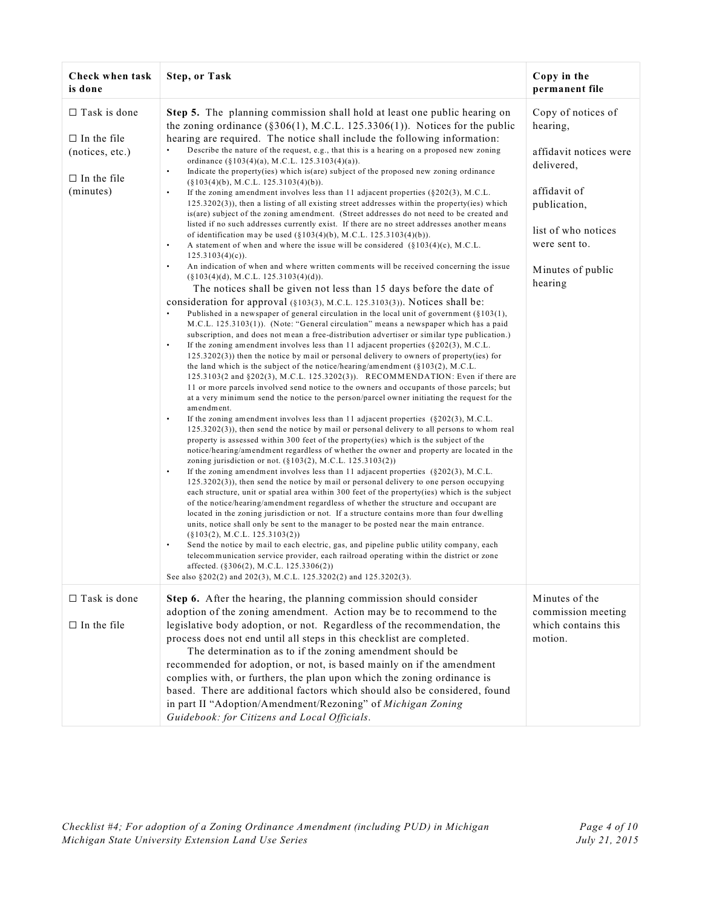| Check when task is done | Step, or Task | Copy in the permanent file |
|---|---|---|
| ☐ Task is done<br><br>☐ In the file (notices, etc.)<br><br>☐ In the file (minutes) | **Step 5.** The planning commission shall hold at least one public hearing on the zoning ordinance (§306(1), M.C.L. 125.3306(1)). Notices for the public hearing are required. The notice shall include the following information:<br>• Describe the nature of the request, e.g., that this is a hearing on a proposed new zoning ordinance (§103(4)(a), M.C.L. 125.3103(4)(a)).<br>• Indicate the property(ies) which is(are) subject of the proposed new zoning ordinance (§103(4)(b), M.C.L. 125.3103(4)(b)).<br>• If the zoning amendment involves less than 11 adjacent properties (§202(3), M.C.L. 125.3202(3)), then a listing of all existing street addresses within the property(ies) which is(are) subject of the zoning amendment. (Street addresses do not need to be created and listed if no such addresses currently exist. If there are no street addresses another means of identification may be used (§103(4)(b), M.C.L. 125.3103(4)(b)).<br>• A statement of when and where the issue will be considered (§103(4)(c), M.C.L. 125.3103(4)(c)).<br>• An indication of when and where written comments will be received concerning the issue (§103(4)(d), M.C.L. 125.3103(4)(d)).<br>The notices shall be given not less than 15 days before the date of consideration for approval (§103(3), M.C.L. 125.3103(3)). Notices shall be:<br>• Published in a newspaper of general circulation in the local unit of government (§103(1), M.C.L. 125.3103(1)). (Note: "General circulation" means a newspaper which has a paid subscription, and does not mean a free-distribution advertiser or similar type publication.)<br>• If the zoning amendment involves less than 11 adjacent properties (§202(3), M.C.L. 125.3202(3)) then the notice by mail or personal delivery to owners of property(ies) for the land which is the subject of the notice/hearing/amendment (§103(2), M.C.L. 125.3103(2 and §202(3), M.C.L. 125.3202(3)). RECOMMENDATION: Even if there are 11 or more parcels involved send notice to the owners and occupants of those parcels; but at a very minimum send the notice to the person/parcel owner initiating the request for the amendment.<br>• If the zoning amendment involves less than 11 adjacent properties (§202(3), M.C.L. 125.3202(3)), then send the notice by mail or personal delivery to all persons to whom real property is assessed within 300 feet of the property(ies) which is the subject of the notice/hearing/amendment regardless of whether the owner and property are located in the zoning jurisdiction or not. (§103(2), M.C.L. 125.3103(2))<br>• If the zoning amendment involves less than 11 adjacent properties (§202(3), M.C.L. 125.3202(3)), then send the notice by mail or personal delivery to one person occupying each structure, unit or spatial area within 300 feet of the property(ies) which is the subject of the notice/hearing/amendment regardless of whether the structure and occupant are located in the zoning jurisdiction or not. If a structure contains more than four dwelling units, notice shall only be sent to the manager to be posted near the main entrance. (§103(2), M.C.L. 125.3103(2))<br>• Send the notice by mail to each electric, gas, and pipeline public utility company, each telecommunication service provider, each railroad operating within the district or zone affected. (§306(2), M.C.L. 125.3306(2))<br>See also §202(2) and 202(3), M.C.L. 125.3202(2) and 125.3202(3). | Copy of notices of hearing,<br><br>affidavit notices were delivered,<br><br>affidavit of publication,<br><br>list of who notices were sent to.<br><br>Minutes of public hearing |
| ☐ Task is done<br><br>☐ In the file | **Step 6.** After the hearing, the planning commission should consider adoption of the zoning amendment. Action may be to recommend to the legislative body adoption, or not. Regardless of the recommendation, the process does not end until all steps in this checklist are completed.<br>The determination as to if the zoning amendment should be recommended for adoption, or not, is based mainly on if the amendment complies with, or furthers, the plan upon which the zoning ordinance is based. There are additional factors which should also be considered, found in part II "Adoption/Amendment/Rezoning" of *Michigan Zoning Guidebook: for Citizens and Local Officials*. | Minutes of the commission meeting which contains this motion. |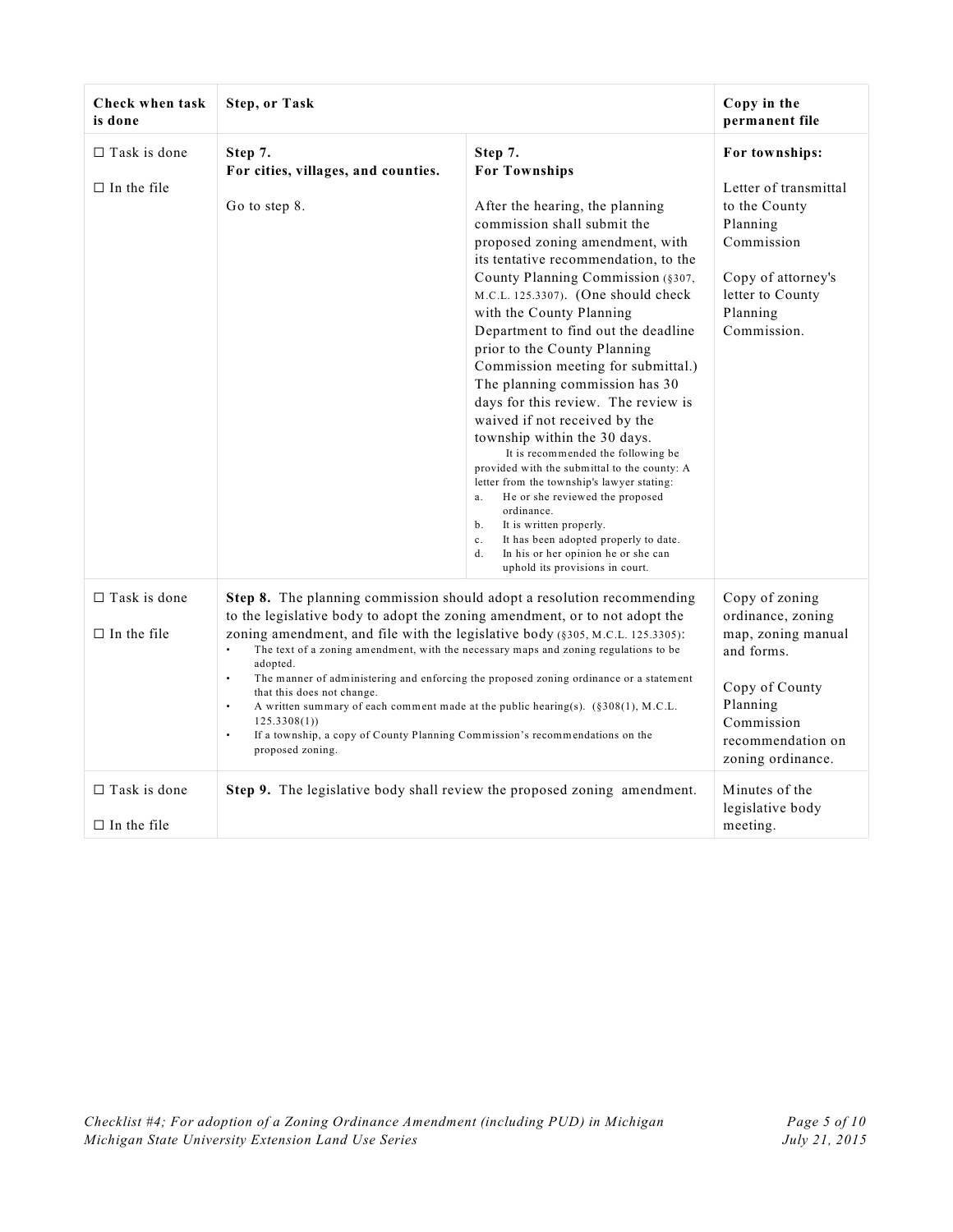| Check when task is done | Step, or Task | | Copy in the permanent file |
|---|---|---|---|
| ☐ Task is done<br><br>☐ In the file | **Step 7.**<br>**For cities, villages, and counties.**<br><br>Go to step 8. | **Step 7.**<br>**For Townships**<br><br>After the hearing, the planning commission shall submit the proposed zoning amendment, with its tentative recommendation, to the County Planning Commission (§307, M.C.L. 125.3307). (One should check with the County Planning Department to find out the deadline prior to the County Planning Commission meeting for submittal.) The planning commission has 30 days for this review. The review is waived if not received by the township within the 30 days.<br>It is recommended the following be provided with the submittal to the county: A letter from the township's lawyer stating:<br>a. He or she reviewed the proposed ordinance.<br>b. It is written properly.<br>c. It has been adopted properly to date.<br>d. In his or her opinion he or she can uphold its provisions in court. | **For townships:**<br><br>Letter of transmittal to the County Planning Commission<br><br>Copy of attorney's letter to County Planning Commission. |
| ☐ Task is done<br><br>☐ In the file | **Step 8.** The planning commission should adopt a resolution recommending to the legislative body to adopt the zoning amendment, or to not adopt the zoning amendment, and file with the legislative body (§305, M.C.L. 125.3305):<br>• The text of a zoning amendment, with the necessary maps and zoning regulations to be adopted.<br>• The manner of administering and enforcing the proposed zoning ordinance or a statement that this does not change.<br>• A written summary of each comment made at the public hearing(s). (§308(1), M.C.L. 125.3308(1))<br>• If a township, a copy of County Planning Commission's recommendations on the proposed zoning. | | Copy of zoning ordinance, zoning map, zoning manual and forms.<br><br>Copy of County Planning Commission recommendation on zoning ordinance. |
| ☐ Task is done<br><br>☐ In the file | **Step 9.** The legislative body shall review the proposed zoning amendment. | | Minutes of the legislative body meeting. |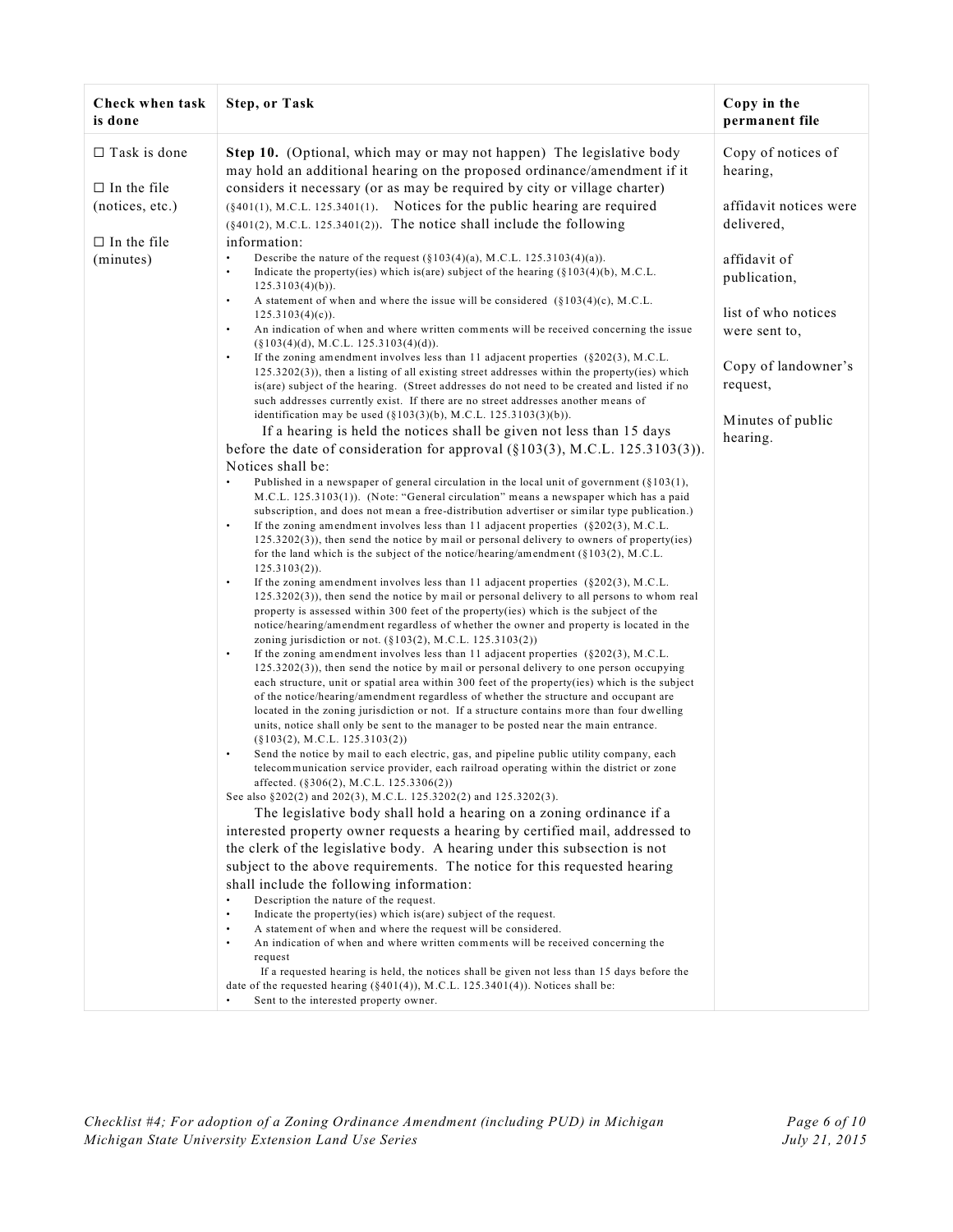| Check when task is done | Step, or Task | Copy in the permanent file |
|---|---|---|
| ☐ Task is done<br><br>☐ In the file (notices, etc.)<br><br>☐ In the file (minutes) | **Step 10.** (Optional, which may or may not happen) The legislative body may hold an additional hearing on the proposed ordinance/amendment if it considers it necessary (or as may be required by city or village charter) (§401(1), M.C.L. 125.3401(1). Notices for the public hearing are required (§401(2), M.C.L. 125.3401(2)). The notice shall include the following information:<br>• Describe the nature of the request (§103(4)(a), M.C.L. 125.3103(4)(a)).<br>• Indicate the property(ies) which is(are) subject of the hearing (§103(4)(b), M.C.L. 125.3103(4)(b)).<br>• A statement of when and where the issue will be considered (§103(4)(c), M.C.L. 125.3103(4)(c)).<br>• An indication of when and where written comments will be received concerning the issue (§103(4)(d), M.C.L. 125.3103(4)(d)).<br>• If the zoning amendment involves less than 11 adjacent properties (§202(3), M.C.L. 125.3202(3)), then a listing of all existing street addresses within the property(ies) which is(are) subject of the hearing. (Street addresses do not need to be created and listed if no such addresses currently exist. If there are no street addresses another means of identification may be used (§103(3)(b), M.C.L. 125.3103(3)(b)).<br>If a hearing is held the notices shall be given not less than 15 days before the date of consideration for approval (§103(3), M.C.L. 125.3103(3)). Notices shall be:<br>• Published in a newspaper of general circulation in the local unit of government (§103(1), M.C.L. 125.3103(1)). (Note: "General circulation" means a newspaper which has a paid subscription, and does not mean a free-distribution advertiser or similar type publication.)<br>• If the zoning amendment involves less than 11 adjacent properties (§202(3), M.C.L. 125.3202(3)), then send the notice by mail or personal delivery to owners of property(ies) for the land which is the subject of the notice/hearing/amendment (§103(2), M.C.L. 125.3103(2)).<br>• If the zoning amendment involves less than 11 adjacent properties (§202(3), M.C.L. 125.3202(3)), then send the notice by mail or personal delivery to all persons to whom real property is assessed within 300 feet of the property(ies) which is the subject of the notice/hearing/amendment regardless of whether the owner and property is located in the zoning jurisdiction or not. (§103(2), M.C.L. 125.3103(2))<br>• If the zoning amendment involves less than 11 adjacent properties (§202(3), M.C.L. 125.3202(3)), then send the notice by mail or personal delivery to one person occupying each structure, unit or spatial area within 300 feet of the property(ies) which is the subject of the notice/hearing/amendment regardless of whether the structure and occupant are located in the zoning jurisdiction or not. If a structure contains more than four dwelling units, notice shall only be sent to the manager to be posted near the main entrance. (§103(2), M.C.L. 125.3103(2))<br>• Send the notice by mail to each electric, gas, and pipeline public utility company, each telecommunication service provider, each railroad operating within the district or zone affected. (§306(2), M.C.L. 125.3306(2))<br>See also §202(2) and 202(3), M.C.L. 125.3202(2) and 125.3202(3).<br>The legislative body shall hold a hearing on a zoning ordinance if a interested property owner requests a hearing by certified mail, addressed to the clerk of the legislative body. A hearing under this subsection is not subject to the above requirements. The notice for this requested hearing shall include the following information:<br>• Description the nature of the request.<br>• Indicate the property(ies) which is(are) subject of the request.<br>• A statement of when and where the request will be considered.<br>• An indication of when and where written comments will be received concerning the request<br>If a requested hearing is held, the notices shall be given not less than 15 days before the date of the requested hearing (§401(4)), M.C.L. 125.3401(4)). Notices shall be:<br>• Sent to the interested property owner. | Copy of notices of hearing,<br><br>affidavit notices were delivered,<br><br>affidavit of publication,<br><br>list of who notices were sent to,<br><br>Copy of landowner's request,<br><br>Minutes of public hearing. |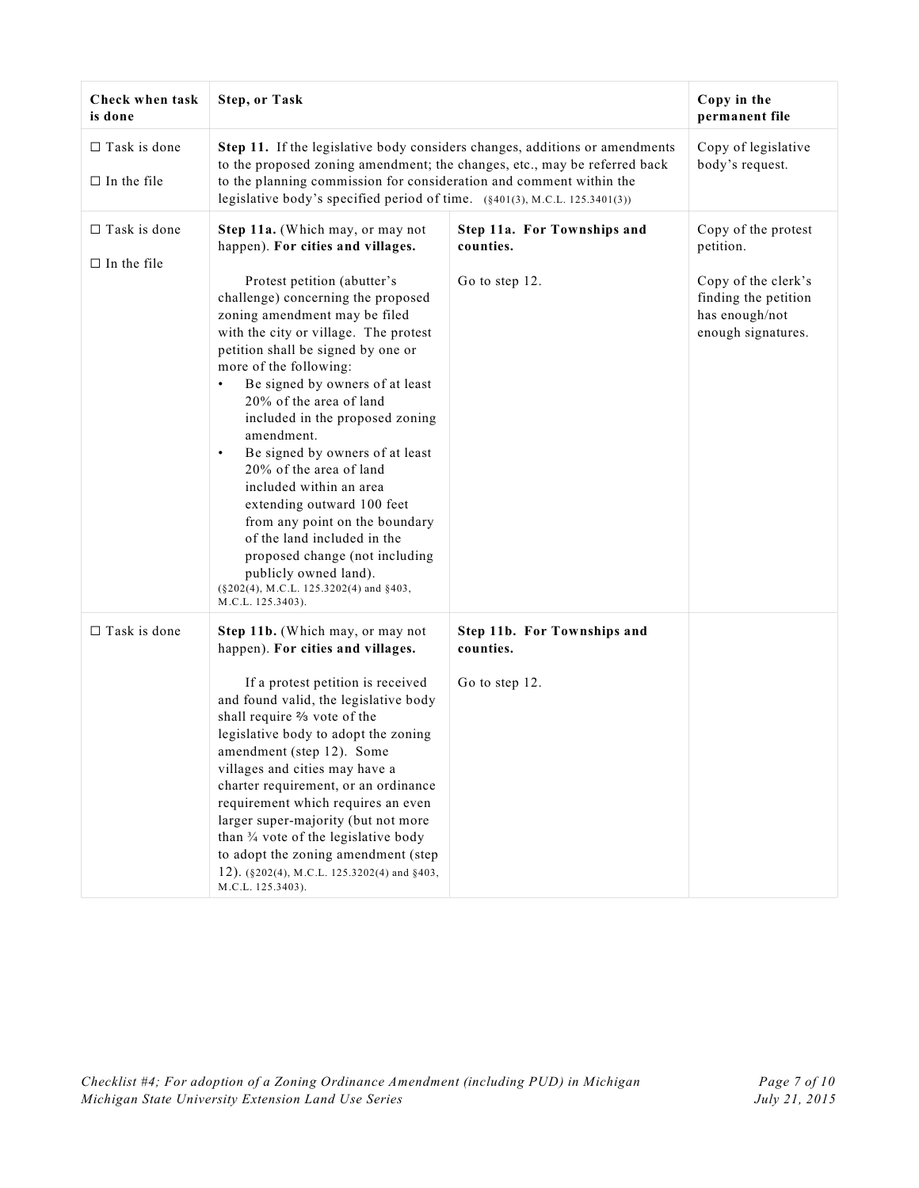| Check when task is done | Step, or Task | | Copy in the permanent file |
|---|---|---|---|
| ☐ Task is done<br><br>☐ In the file | **Step 11.** If the legislative body considers changes, additions or amendments to the proposed zoning amendment; the changes, etc., may be referred back to the planning commission for consideration and comment within the legislative body's specified period of time. (§401(3), M.C.L. 125.3401(3)) | | Copy of legislative body's request. |
| ☐ Task is done<br><br>☐ In the file | **Step 11a.** (Which may, or may not happen). **For cities and villages.**<br><br>Protest petition (abutter's challenge) concerning the proposed zoning amendment may be filed with the city or village. The protest petition shall be signed by one or more of the following:<br>• Be signed by owners of at least 20% of the area of land included in the proposed zoning amendment.<br>• Be signed by owners of at least 20% of the area of land included within an area extending outward 100 feet from any point on the boundary of the land included in the proposed change (not including publicly owned land).<br>(§202(4), M.C.L. 125.3202(4) and §403, M.C.L. 125.3403). | **Step 11a. For Townships and counties.**<br><br>Go to step 12. | Copy of the protest petition.<br><br>Copy of the clerk's finding the petition has enough/not enough signatures. |
| ☐ Task is done | **Step 11b.** (Which may, or may not happen). **For cities and villages.**<br><br>If a protest petition is received and found valid, the legislative body shall require ⅔ vote of the legislative body to adopt the zoning amendment (step 12). Some villages and cities may have a charter requirement, or an ordinance requirement which requires an even larger super-majority (but not more than ¾ vote of the legislative body to adopt the zoning amendment (step 12). (§202(4), M.C.L. 125.3202(4) and §403, M.C.L. 125.3403). | **Step 11b. For Townships and counties.**<br><br>Go to step 12. | |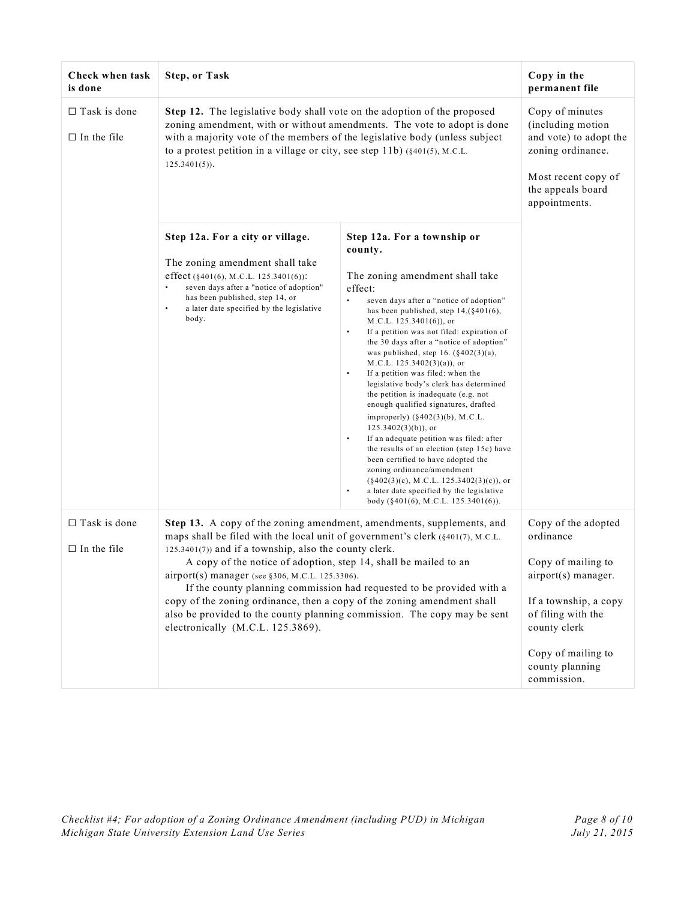| Check when task is done | Step, or Task | | Copy in the permanent file |
|---|---|---|---|
| ☐ Task is done<br><br>☐ In the file | **Step 12.** The legislative body shall vote on the adoption of the proposed zoning amendment, with or without amendments. The vote to adopt is done with a majority vote of the members of the legislative body (unless subject to a protest petition in a village or city, see step 11b) (§401(5), M.C.L. 125.3401(5)). | | Copy of minutes (including motion and vote) to adopt the zoning ordinance.<br><br>Most recent copy of the appeals board appointments. |
| | **Step 12a. For a city or village.**<br><br>The zoning amendment shall take effect (§401(6), M.C.L. 125.3401(6)):<br>• seven days after a "notice of adoption" has been published, step 14, or<br>• a later date specified by the legislative body. | **Step 12a. For a township or county.**<br><br>The zoning amendment shall take effect:<br>• seven days after a "notice of adoption" has been published, step 14,(§401(6), M.C.L. 125.3401(6)), or<br>• If a petition was not filed: expiration of the 30 days after a "notice of adoption" was published, step 16. (§402(3)(a), M.C.L. 125.3402(3)(a)), or<br>• If a petition was filed: when the legislative body's clerk has determined the petition is inadequate (e.g. not enough qualified signatures, drafted improperly) (§402(3)(b), M.C.L. 125.3402(3)(b)), or<br>• If an adequate petition was filed: after the results of an election (step 15c) have been certified to have adopted the zoning ordinance/amendment (§402(3)(c), M.C.L. 125.3402(3)(c)), or<br>• a later date specified by the legislative body (§401(6), M.C.L. 125.3401(6)). | |
| ☐ Task is done<br><br>☐ In the file | **Step 13.** A copy of the zoning amendment, amendments, supplements, and maps shall be filed with the local unit of government's clerk (§401(7), M.C.L. 125.3401(7)) and if a township, also the county clerk.<br>A copy of the notice of adoption, step 14, shall be mailed to an airport(s) manager (see §306, M.C.L. 125.3306).<br>If the county planning commission had requested to be provided with a copy of the zoning ordinance, then a copy of the zoning amendment shall also be provided to the county planning commission. The copy may be sent electronically (M.C.L. 125.3869). | | Copy of the adopted ordinance<br><br>Copy of mailing to airport(s) manager.<br><br>If a township, a copy of filing with the county clerk<br><br>Copy of mailing to county planning commission. |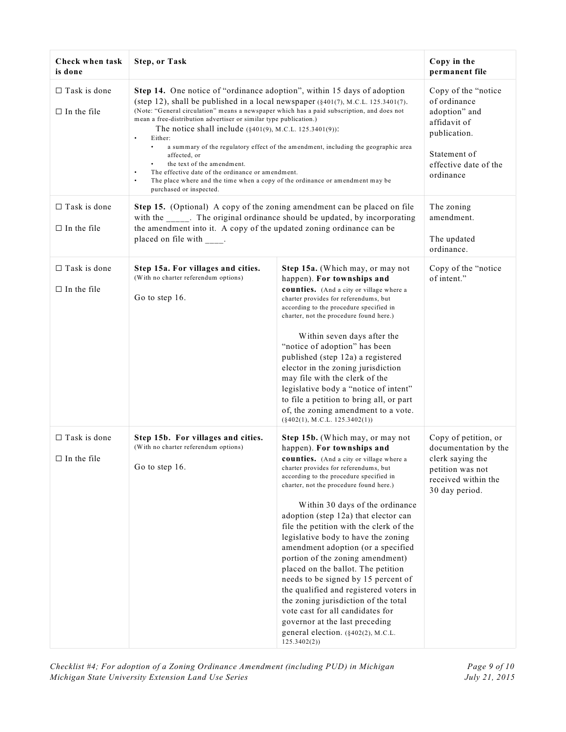| Check when task is done | Step, or Task | | Copy in the permanent file |
|---|---|---|---|
| ☐ Task is done<br><br>☐ In the file | **Step 14.** One notice of "ordinance adoption", within 15 days of adoption (step 12), shall be published in a local newspaper (§401(7), M.C.L. 125.3401(7). (Note: "General circulation" means a newspaper which has a paid subscription, and does not mean a free-distribution advertiser or similar type publication.)<br>The notice shall include (§401(9), M.C.L. 125.3401(9)):<br>• Either:<br>  • a summary of the regulatory effect of the amendment, including the geographic area affected, or<br>  • the text of the amendment.<br>• The effective date of the ordinance or amendment.<br>• The place where and the time when a copy of the ordinance or amendment may be purchased or inspected. | | Copy of the "notice of ordinance adoption" and affidavit of publication.<br><br>Statement of effective date of the ordinance |
| ☐ Task is done<br><br>☐ In the file | **Step 15.** (Optional) A copy of the zoning amendment can be placed on file with the _____. The original ordinance should be updated, by incorporating the amendment into it. A copy of the updated zoning ordinance can be placed on file with ____. | | The zoning amendment.<br><br>The updated ordinance. |
| ☐ Task is done<br><br>☐ In the file | **Step 15a. For villages and cities.** (With no charter referendum options)<br><br>Go to step 16. | **Step 15a.** (Which may, or may not happen). **For townships and counties.** (And a city or village where a charter provides for referendums, but according to the procedure specified in charter, not the procedure found here.)<br><br>Within seven days after the "notice of adoption" has been published (step 12a) a registered elector in the zoning jurisdiction may file with the clerk of the legislative body a "notice of intent" to file a petition to bring all, or part of, the zoning amendment to a vote. (§402(1), M.C.L. 125.3402(1)) | Copy of the "notice of intent." |
| ☐ Task is done<br><br>☐ In the file | **Step 15b. For villages and cities.** (With no charter referendum options)<br><br>Go to step 16. | **Step 15b.** (Which may, or may not happen). **For townships and counties.** (And a city or village where a charter provides for referendums, but according to the procedure specified in charter, not the procedure found here.)<br><br>Within 30 days of the ordinance adoption (step 12a) that elector can file the petition with the clerk of the legislative body to have the zoning amendment adoption (or a specified portion of the zoning amendment) placed on the ballot. The petition needs to be signed by 15 percent of the qualified and registered voters in the zoning jurisdiction of the total vote cast for all candidates for governor at the last preceding general election. (§402(2), M.C.L. 125.3402(2)) | Copy of petition, or documentation by the clerk saying the petition was not received within the 30 day period. |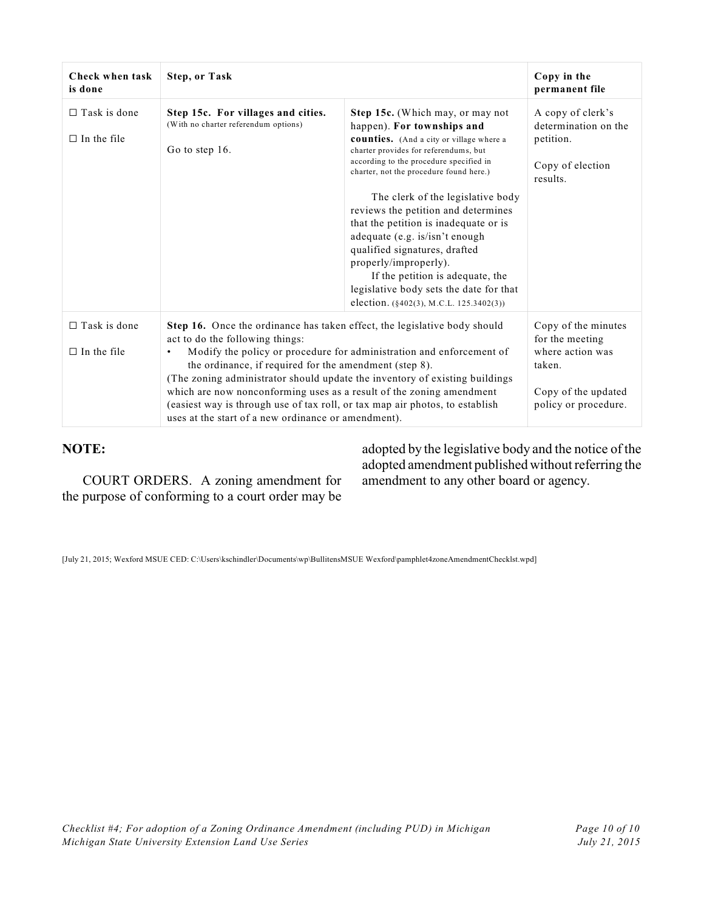| Check when task is done | Step, or Task | | Copy in the permanent file |
|---|---|---|---|
| ☐ Task is done<br><br>☐ In the file | **Step 15c. For villages and cities.** (With no charter referendum options)<br><br>Go to step 16. | **Step 15c.** (Which may, or may not happen). **For townships and counties.** (And a city or village where a charter provides for referendums, but according to the procedure specified in charter, not the procedure found here.)<br><br>The clerk of the legislative body reviews the petition and determines that the petition is inadequate or is adequate (e.g. is/isn't enough qualified signatures, drafted properly/improperly).<br>If the petition is adequate, the legislative body sets the date for that election. (§402(3), M.C.L. 125.3402(3)) | A copy of clerk's determination on the petition.<br><br>Copy of election results. |
| ☐ Task is done<br><br>☐ In the file | **Step 16.** Once the ordinance has taken effect, the legislative body should act to do the following things:<br>• Modify the policy or procedure for administration and enforcement of the ordinance, if required for the amendment (step 8).<br>(The zoning administrator should update the inventory of existing buildings which are now nonconforming uses as a result of the zoning amendment (easiest way is through use of tax roll, or tax map air photos, to establish uses at the start of a new ordinance or amendment). | | Copy of the minutes for the meeting where action was taken.<br><br>Copy of the updated policy or procedure. |

**NOTE:**

COURT ORDERS. A zoning amendment for the purpose of conforming to a court order may be adopted by the legislative body and the notice of the adopted amendment published without referring the amendment to any other board or agency.

[July 21, 2015; Wexford MSUE CED: C:\Users\kschindler\Documents\wp\BullitensMSUE Wexford\pamphlet4zoneAmendmentChecklst.wpd]